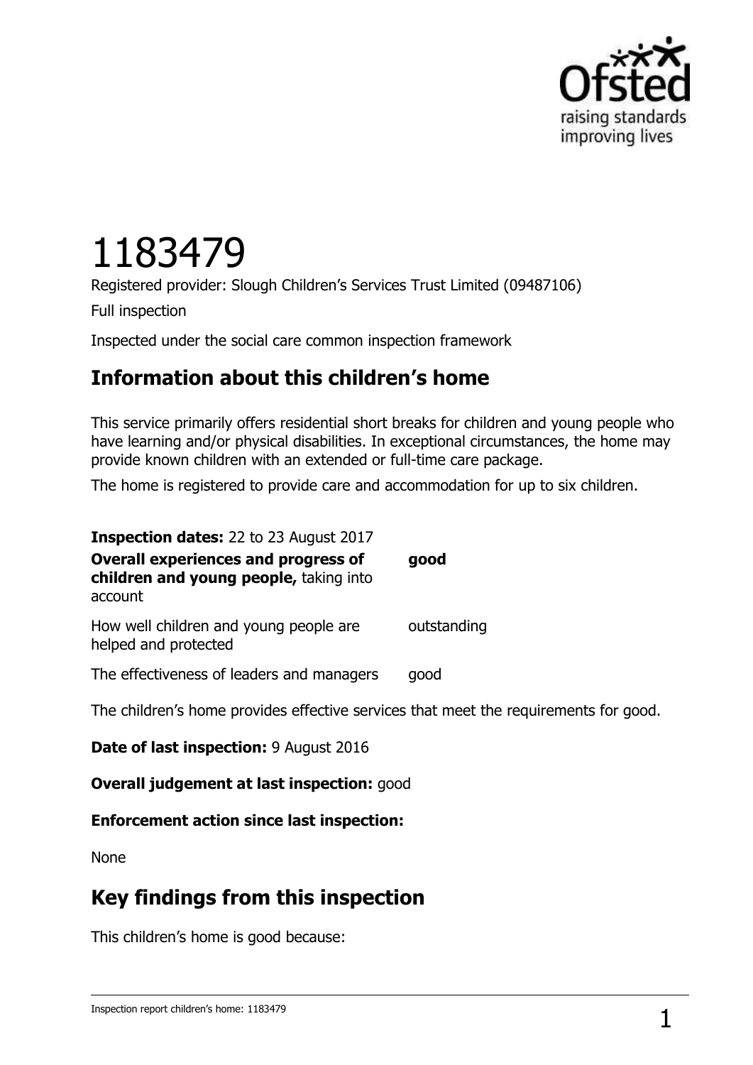# 1183479

Registered provider: Slough Children's Services Trust Limited (09487106)

Full inspection

Inspected under the social care common inspection framework

## Information about this children's home

This service primarily offers residential short breaks for children and young people who have learning and/or physical disabilities. In exceptional circumstances, the home may provide known children with an extended or full-time care package.

The home is registered to provide care and accommodation for up to six children.

**Inspection dates:** 22 to 23 August 2017

| | |
|---|---|
| **Overall experiences and progress of children and young people,** taking into account | **good** |
| How well children and young people are helped and protected | outstanding |
| The effectiveness of leaders and managers | good |

The children's home provides effective services that meet the requirements for good.

**Date of last inspection:** 9 August 2016

**Overall judgement at last inspection:** good

**Enforcement action since last inspection:**

None

## Key findings from this inspection

This children's home is good because: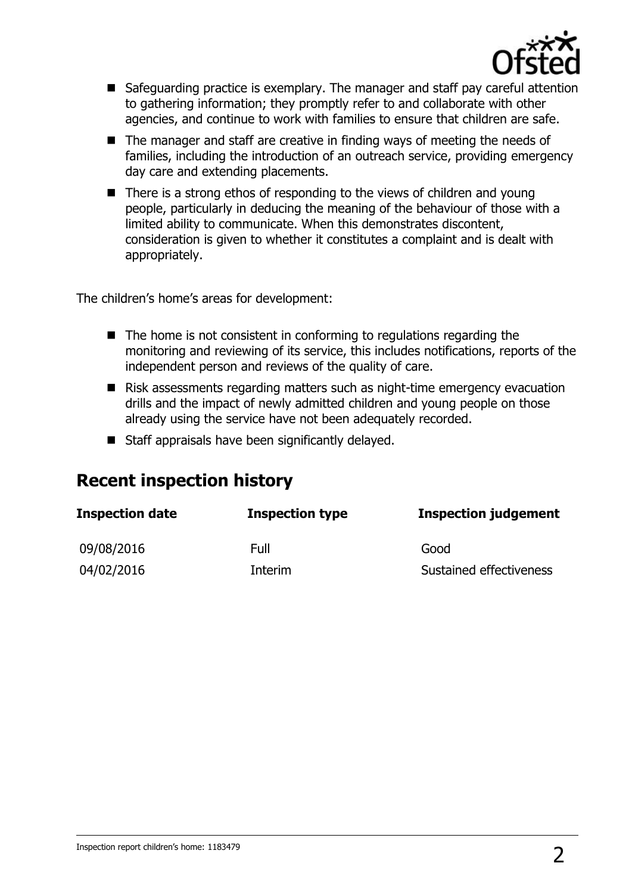- Safeguarding practice is exemplary. The manager and staff pay careful attention to gathering information; they promptly refer to and collaborate with other agencies, and continue to work with families to ensure that children are safe.
- The manager and staff are creative in finding ways of meeting the needs of families, including the introduction of an outreach service, providing emergency day care and extending placements.
- There is a strong ethos of responding to the views of children and young people, particularly in deducing the meaning of the behaviour of those with a limited ability to communicate. When this demonstrates discontent, consideration is given to whether it constitutes a complaint and is dealt with appropriately.

The children's home's areas for development:

- The home is not consistent in conforming to regulations regarding the monitoring and reviewing of its service, this includes notifications, reports of the independent person and reviews of the quality of care.
- Risk assessments regarding matters such as night-time emergency evacuation drills and the impact of newly admitted children and young people on those already using the service have not been adequately recorded.
- Staff appraisals have been significantly delayed.

## Recent inspection history

| Inspection date | Inspection type | Inspection judgement |
| --- | --- | --- |
| 09/08/2016 | Full | Good |
| 04/02/2016 | Interim | Sustained effectiveness |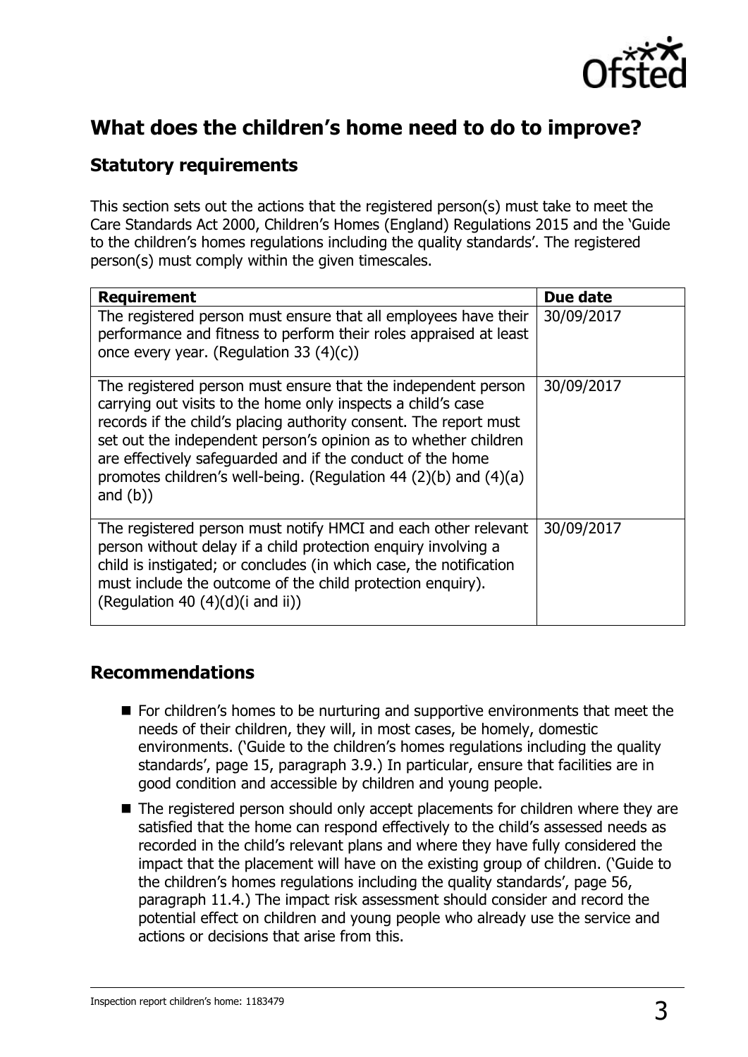## What does the children's home need to do to improve?

### Statutory requirements

This section sets out the actions that the registered person(s) must take to meet the Care Standards Act 2000, Children's Homes (England) Regulations 2015 and the 'Guide to the children's homes regulations including the quality standards'. The registered person(s) must comply within the given timescales.

| Requirement | Due date |
| --- | --- |
| The registered person must ensure that all employees have their performance and fitness to perform their roles appraised at least once every year. (Regulation 33 (4)(c)) | 30/09/2017 |
| The registered person must ensure that the independent person carrying out visits to the home only inspects a child's case records if the child's placing authority consent. The report must set out the independent person's opinion as to whether children are effectively safeguarded and if the conduct of the home promotes children's well-being. (Regulation 44 (2)(b) and (4)(a) and (b)) | 30/09/2017 |
| The registered person must notify HMCI and each other relevant person without delay if a child protection enquiry involving a child is instigated; or concludes (in which case, the notification must include the outcome of the child protection enquiry). (Regulation 40 (4)(d)(i and ii)) | 30/09/2017 |

### Recommendations

- For children's homes to be nurturing and supportive environments that meet the needs of their children, they will, in most cases, be homely, domestic environments. ('Guide to the children's homes regulations including the quality standards', page 15, paragraph 3.9.) In particular, ensure that facilities are in good condition and accessible by children and young people.
- The registered person should only accept placements for children where they are satisfied that the home can respond effectively to the child's assessed needs as recorded in the child's relevant plans and where they have fully considered the impact that the placement will have on the existing group of children. ('Guide to the children's homes regulations including the quality standards', page 56, paragraph 11.4.) The impact risk assessment should consider and record the potential effect on children and young people who already use the service and actions or decisions that arise from this.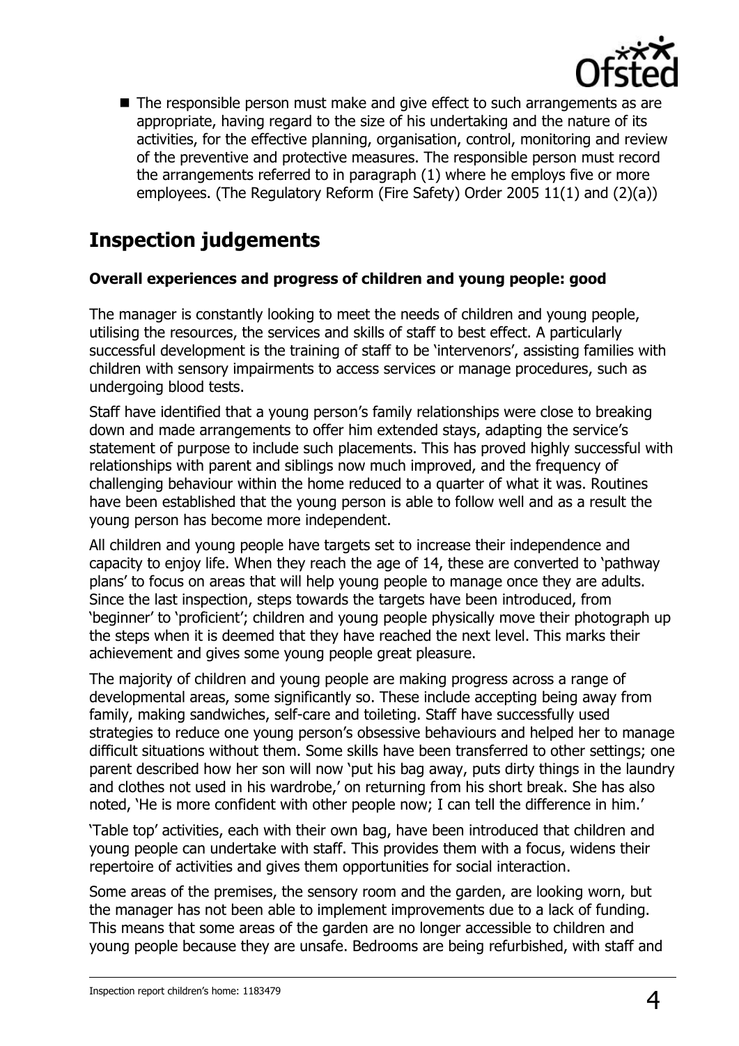- The responsible person must make and give effect to such arrangements as are appropriate, having regard to the size of his undertaking and the nature of its activities, for the effective planning, organisation, control, monitoring and review of the preventive and protective measures. The responsible person must record the arrangements referred to in paragraph (1) where he employs five or more employees. (The Regulatory Reform (Fire Safety) Order 2005 11(1) and (2)(a))

## Inspection judgements

### Overall experiences and progress of children and young people: good

The manager is constantly looking to meet the needs of children and young people, utilising the resources, the services and skills of staff to best effect. A particularly successful development is the training of staff to be 'intervenors', assisting families with children with sensory impairments to access services or manage procedures, such as undergoing blood tests.

Staff have identified that a young person's family relationships were close to breaking down and made arrangements to offer him extended stays, adapting the service's statement of purpose to include such placements. This has proved highly successful with relationships with parent and siblings now much improved, and the frequency of challenging behaviour within the home reduced to a quarter of what it was. Routines have been established that the young person is able to follow well and as a result the young person has become more independent.

All children and young people have targets set to increase their independence and capacity to enjoy life. When they reach the age of 14, these are converted to 'pathway plans' to focus on areas that will help young people to manage once they are adults. Since the last inspection, steps towards the targets have been introduced, from 'beginner' to 'proficient'; children and young people physically move their photograph up the steps when it is deemed that they have reached the next level. This marks their achievement and gives some young people great pleasure.

The majority of children and young people are making progress across a range of developmental areas, some significantly so. These include accepting being away from family, making sandwiches, self-care and toileting. Staff have successfully used strategies to reduce one young person's obsessive behaviours and helped her to manage difficult situations without them. Some skills have been transferred to other settings; one parent described how her son will now 'put his bag away, puts dirty things in the laundry and clothes not used in his wardrobe,' on returning from his short break. She has also noted, 'He is more confident with other people now; I can tell the difference in him.'

'Table top' activities, each with their own bag, have been introduced that children and young people can undertake with staff. This provides them with a focus, widens their repertoire of activities and gives them opportunities for social interaction.

Some areas of the premises, the sensory room and the garden, are looking worn, but the manager has not been able to implement improvements due to a lack of funding. This means that some areas of the garden are no longer accessible to children and young people because they are unsafe. Bedrooms are being refurbished, with staff and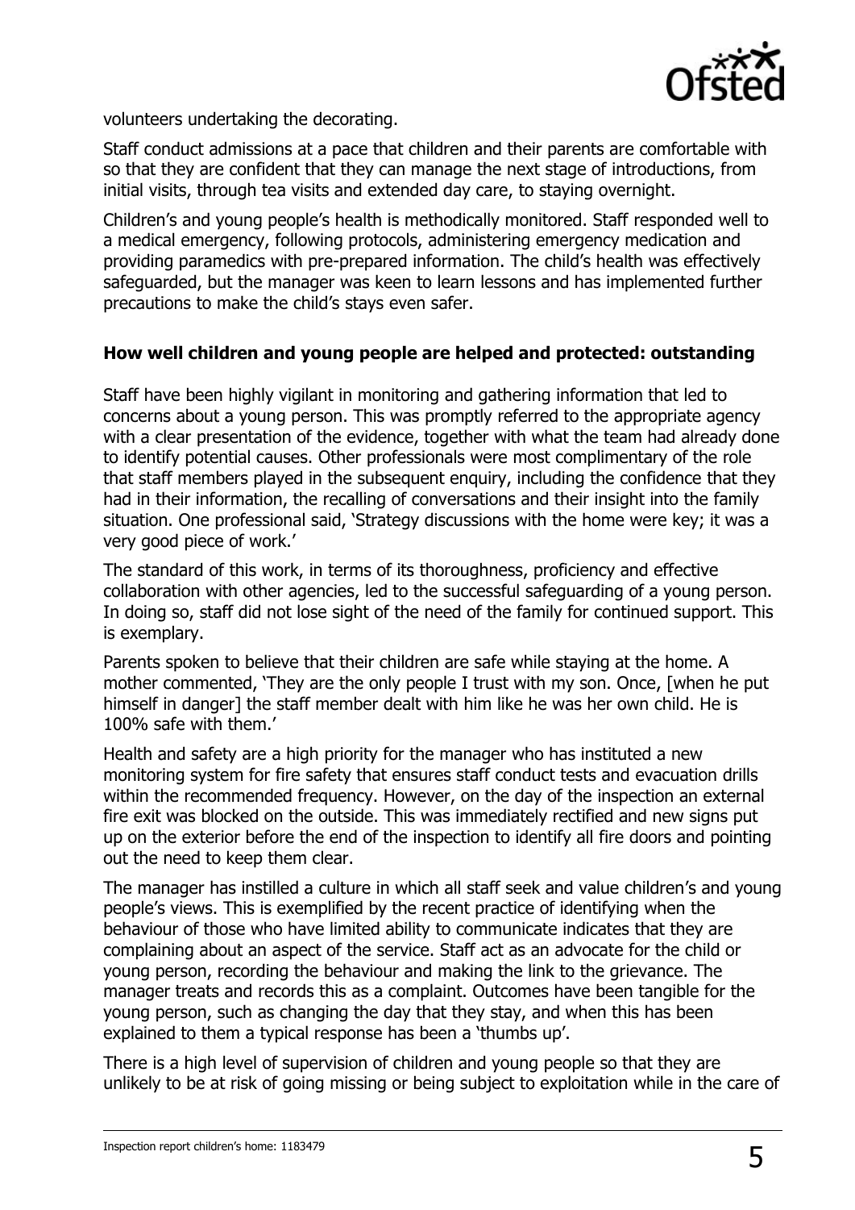volunteers undertaking the decorating.

Staff conduct admissions at a pace that children and their parents are comfortable with so that they are confident that they can manage the next stage of introductions, from initial visits, through tea visits and extended day care, to staying overnight.

Children's and young people's health is methodically monitored. Staff responded well to a medical emergency, following protocols, administering emergency medication and providing paramedics with pre-prepared information. The child's health was effectively safeguarded, but the manager was keen to learn lessons and has implemented further precautions to make the child's stays even safer.

### How well children and young people are helped and protected: outstanding

Staff have been highly vigilant in monitoring and gathering information that led to concerns about a young person. This was promptly referred to the appropriate agency with a clear presentation of the evidence, together with what the team had already done to identify potential causes. Other professionals were most complimentary of the role that staff members played in the subsequent enquiry, including the confidence that they had in their information, the recalling of conversations and their insight into the family situation. One professional said, 'Strategy discussions with the home were key; it was a very good piece of work.'

The standard of this work, in terms of its thoroughness, proficiency and effective collaboration with other agencies, led to the successful safeguarding of a young person. In doing so, staff did not lose sight of the need of the family for continued support. This is exemplary.

Parents spoken to believe that their children are safe while staying at the home. A mother commented, 'They are the only people I trust with my son. Once, [when he put himself in danger] the staff member dealt with him like he was her own child. He is 100% safe with them.'

Health and safety are a high priority for the manager who has instituted a new monitoring system for fire safety that ensures staff conduct tests and evacuation drills within the recommended frequency. However, on the day of the inspection an external fire exit was blocked on the outside. This was immediately rectified and new signs put up on the exterior before the end of the inspection to identify all fire doors and pointing out the need to keep them clear.

The manager has instilled a culture in which all staff seek and value children's and young people's views. This is exemplified by the recent practice of identifying when the behaviour of those who have limited ability to communicate indicates that they are complaining about an aspect of the service. Staff act as an advocate for the child or young person, recording the behaviour and making the link to the grievance. The manager treats and records this as a complaint. Outcomes have been tangible for the young person, such as changing the day that they stay, and when this has been explained to them a typical response has been a 'thumbs up'.

There is a high level of supervision of children and young people so that they are unlikely to be at risk of going missing or being subject to exploitation while in the care of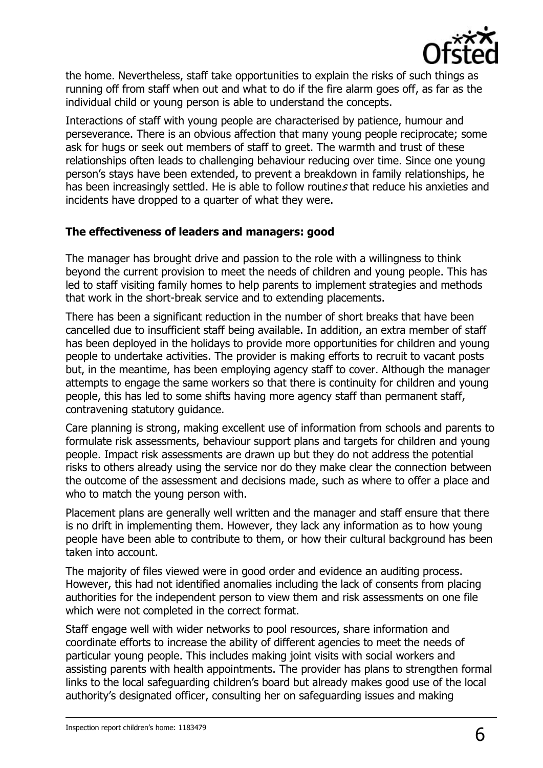the home. Nevertheless, staff take opportunities to explain the risks of such things as running off from staff when out and what to do if the fire alarm goes off, as far as the individual child or young person is able to understand the concepts.

Interactions of staff with young people are characterised by patience, humour and perseverance. There is an obvious affection that many young people reciprocate; some ask for hugs or seek out members of staff to greet. The warmth and trust of these relationships often leads to challenging behaviour reducing over time. Since one young person's stays have been extended, to prevent a breakdown in family relationships, he has been increasingly settled. He is able to follow routine*s* that reduce his anxieties and incidents have dropped to a quarter of what they were.

**The effectiveness of leaders and managers: good**

The manager has brought drive and passion to the role with a willingness to think beyond the current provision to meet the needs of children and young people. This has led to staff visiting family homes to help parents to implement strategies and methods that work in the short-break service and to extending placements.

There has been a significant reduction in the number of short breaks that have been cancelled due to insufficient staff being available. In addition, an extra member of staff has been deployed in the holidays to provide more opportunities for children and young people to undertake activities. The provider is making efforts to recruit to vacant posts but, in the meantime, has been employing agency staff to cover. Although the manager attempts to engage the same workers so that there is continuity for children and young people, this has led to some shifts having more agency staff than permanent staff, contravening statutory guidance.

Care planning is strong, making excellent use of information from schools and parents to formulate risk assessments, behaviour support plans and targets for children and young people. Impact risk assessments are drawn up but they do not address the potential risks to others already using the service nor do they make clear the connection between the outcome of the assessment and decisions made, such as where to offer a place and who to match the young person with.

Placement plans are generally well written and the manager and staff ensure that there is no drift in implementing them. However, they lack any information as to how young people have been able to contribute to them, or how their cultural background has been taken into account.

The majority of files viewed were in good order and evidence an auditing process. However, this had not identified anomalies including the lack of consents from placing authorities for the independent person to view them and risk assessments on one file which were not completed in the correct format.

Staff engage well with wider networks to pool resources, share information and coordinate efforts to increase the ability of different agencies to meet the needs of particular young people. This includes making joint visits with social workers and assisting parents with health appointments. The provider has plans to strengthen formal links to the local safeguarding children's board but already makes good use of the local authority's designated officer, consulting her on safeguarding issues and making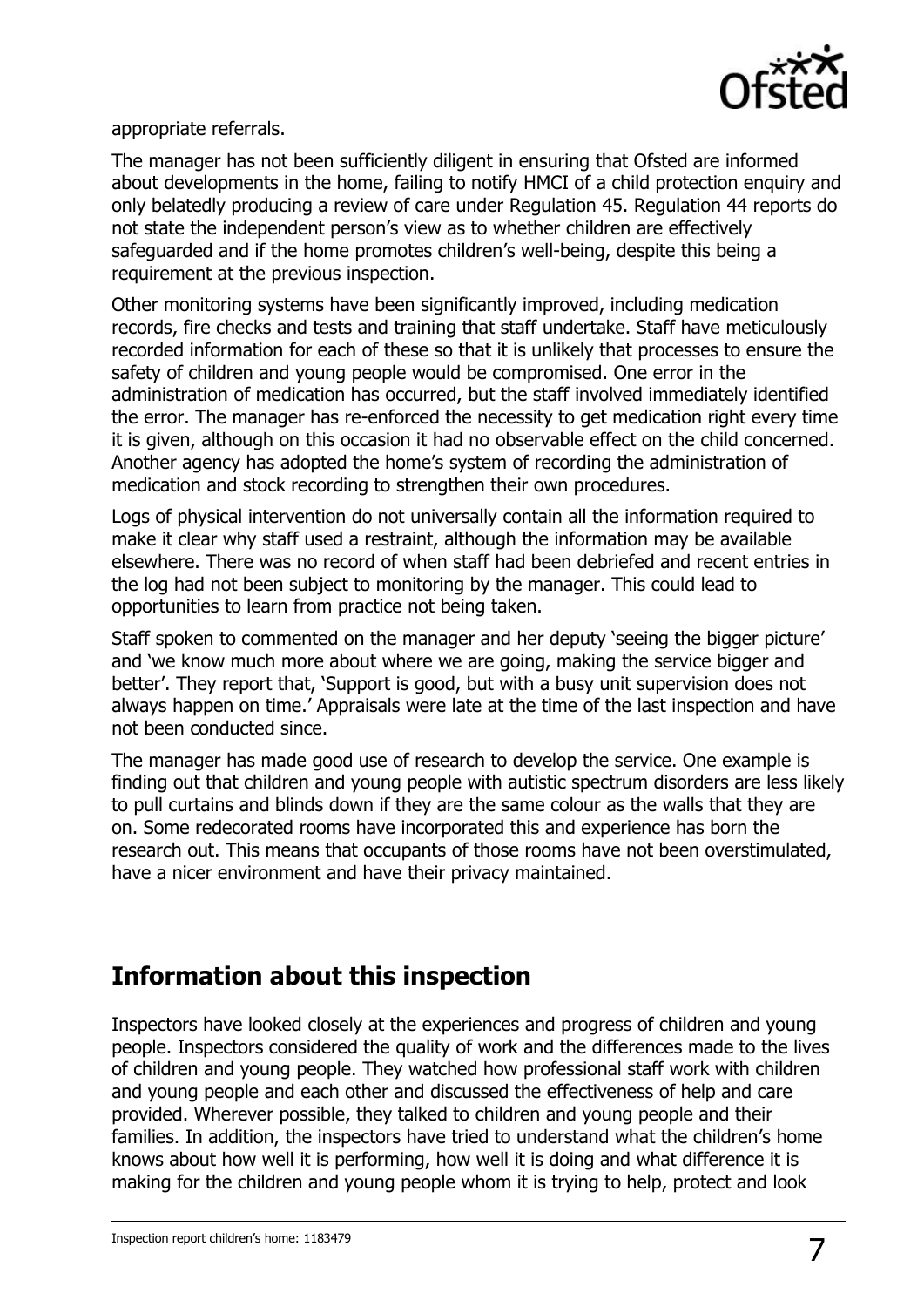appropriate referrals.

The manager has not been sufficiently diligent in ensuring that Ofsted are informed about developments in the home, failing to notify HMCI of a child protection enquiry and only belatedly producing a review of care under Regulation 45. Regulation 44 reports do not state the independent person's view as to whether children are effectively safeguarded and if the home promotes children's well-being, despite this being a requirement at the previous inspection.

Other monitoring systems have been significantly improved, including medication records, fire checks and tests and training that staff undertake. Staff have meticulously recorded information for each of these so that it is unlikely that processes to ensure the safety of children and young people would be compromised. One error in the administration of medication has occurred, but the staff involved immediately identified the error. The manager has re-enforced the necessity to get medication right every time it is given, although on this occasion it had no observable effect on the child concerned. Another agency has adopted the home's system of recording the administration of medication and stock recording to strengthen their own procedures.

Logs of physical intervention do not universally contain all the information required to make it clear why staff used a restraint, although the information may be available elsewhere. There was no record of when staff had been debriefed and recent entries in the log had not been subject to monitoring by the manager. This could lead to opportunities to learn from practice not being taken.

Staff spoken to commented on the manager and her deputy 'seeing the bigger picture' and 'we know much more about where we are going, making the service bigger and better'. They report that, 'Support is good, but with a busy unit supervision does not always happen on time.' Appraisals were late at the time of the last inspection and have not been conducted since.

The manager has made good use of research to develop the service. One example is finding out that children and young people with autistic spectrum disorders are less likely to pull curtains and blinds down if they are the same colour as the walls that they are on. Some redecorated rooms have incorporated this and experience has born the research out. This means that occupants of those rooms have not been overstimulated, have a nicer environment and have their privacy maintained.

## Information about this inspection

Inspectors have looked closely at the experiences and progress of children and young people. Inspectors considered the quality of work and the differences made to the lives of children and young people. They watched how professional staff work with children and young people and each other and discussed the effectiveness of help and care provided. Wherever possible, they talked to children and young people and their families. In addition, the inspectors have tried to understand what the children's home knows about how well it is performing, how well it is doing and what difference it is making for the children and young people whom it is trying to help, protect and look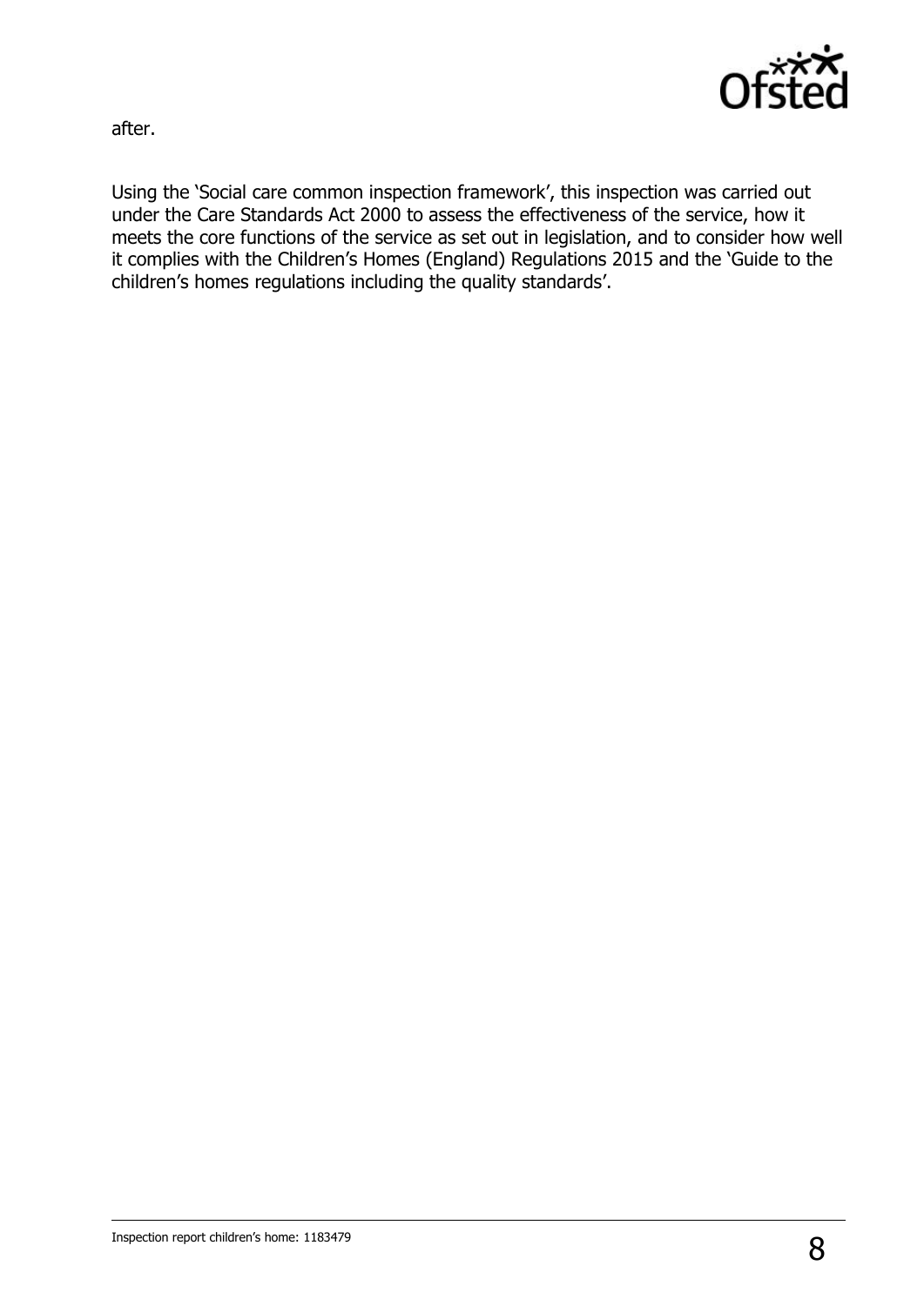after.

Using the 'Social care common inspection framework', this inspection was carried out under the Care Standards Act 2000 to assess the effectiveness of the service, how it meets the core functions of the service as set out in legislation, and to consider how well it complies with the Children's Homes (England) Regulations 2015 and the 'Guide to the children's homes regulations including the quality standards'.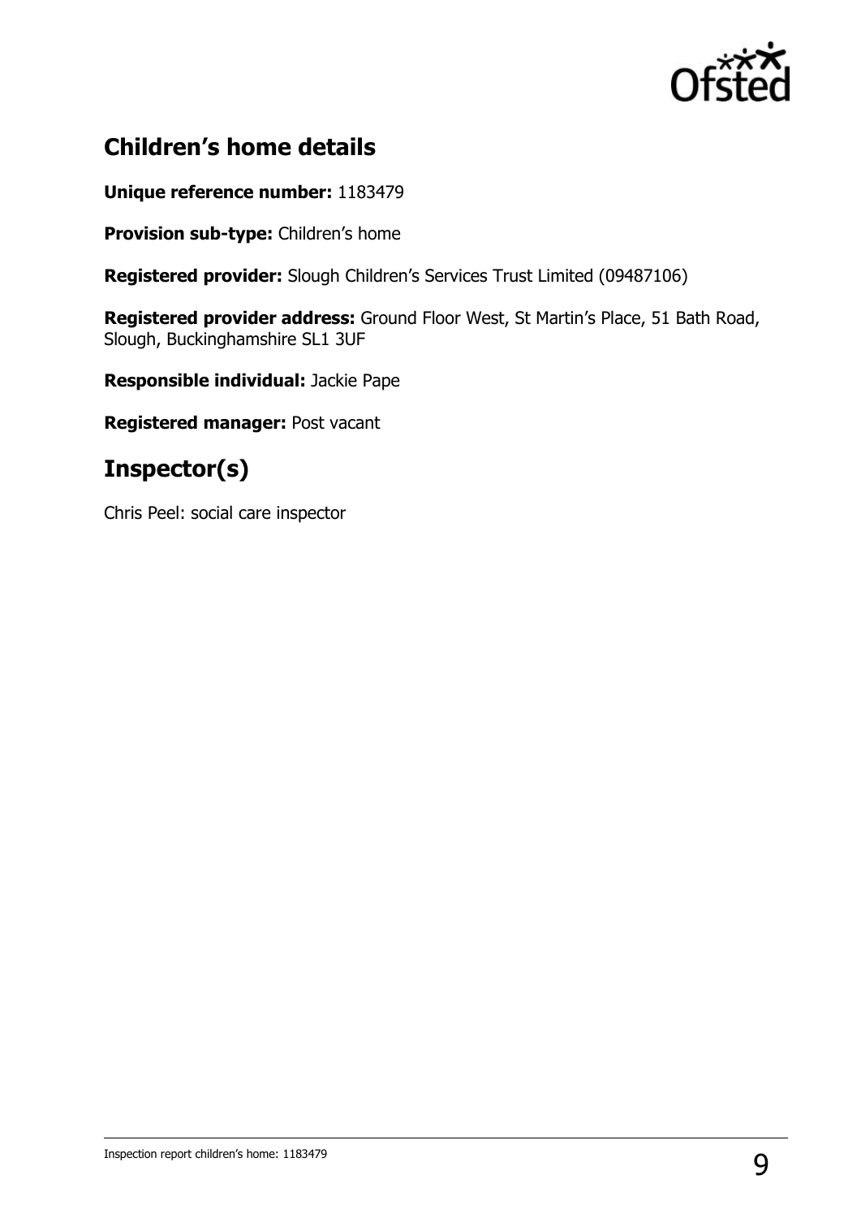## Children's home details

**Unique reference number:** 1183479

**Provision sub-type:** Children's home

**Registered provider:** Slough Children's Services Trust Limited (09487106)

**Registered provider address:** Ground Floor West, St Martin's Place, 51 Bath Road, Slough, Buckinghamshire SL1 3UF

**Responsible individual:** Jackie Pape

**Registered manager:** Post vacant

## Inspector(s)

Chris Peel: social care inspector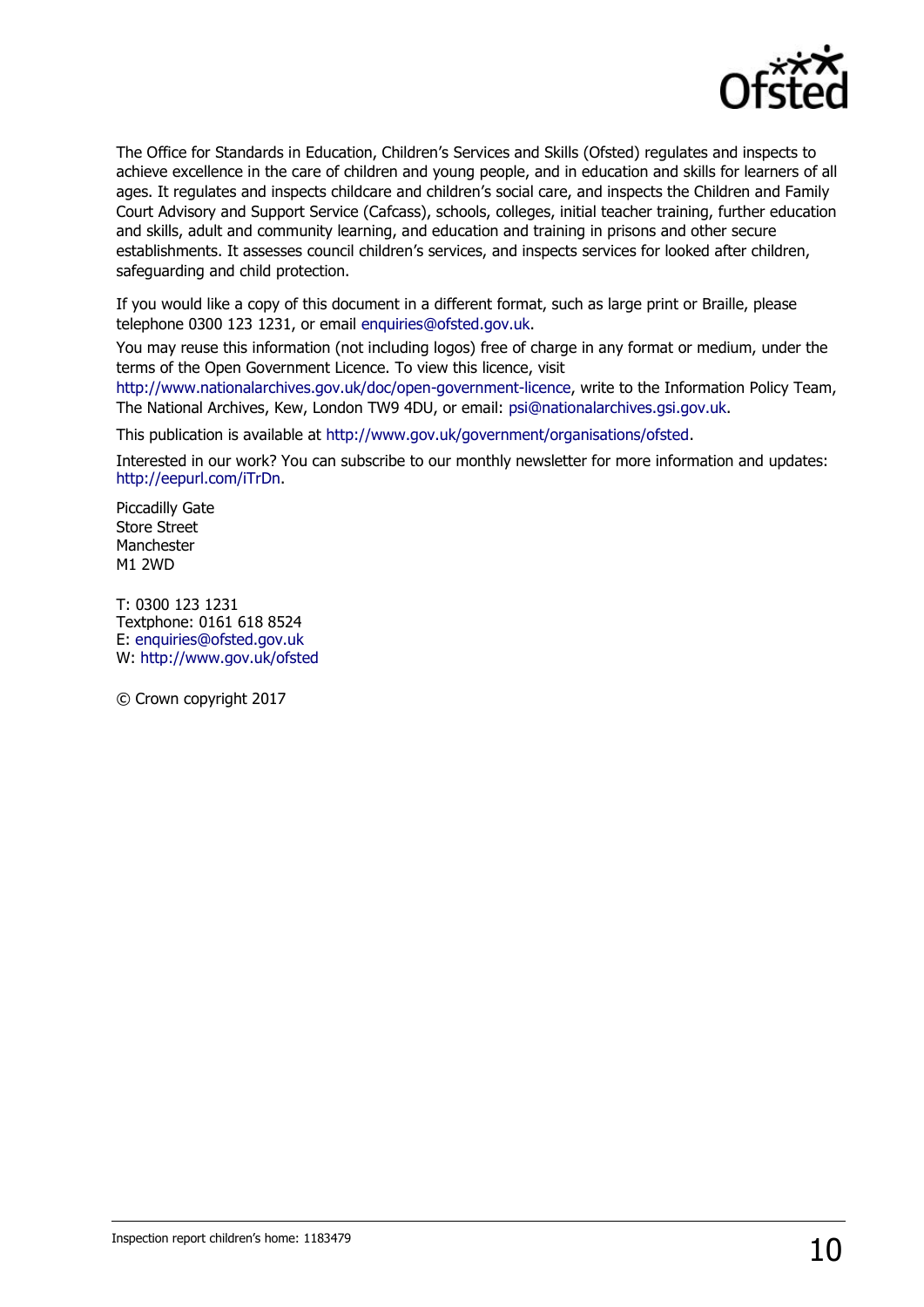The Office for Standards in Education, Children's Services and Skills (Ofsted) regulates and inspects to achieve excellence in the care of children and young people, and in education and skills for learners of all ages. It regulates and inspects childcare and children's social care, and inspects the Children and Family Court Advisory and Support Service (Cafcass), schools, colleges, initial teacher training, further education and skills, adult and community learning, and education and training in prisons and other secure establishments. It assesses council children's services, and inspects services for looked after children, safeguarding and child protection.

If you would like a copy of this document in a different format, such as large print or Braille, please telephone 0300 123 1231, or email enquiries@ofsted.gov.uk.

You may reuse this information (not including logos) free of charge in any format or medium, under the terms of the Open Government Licence. To view this licence, visit http://www.nationalarchives.gov.uk/doc/open-government-licence, write to the Information Policy Team, The National Archives, Kew, London TW9 4DU, or email: psi@nationalarchives.gsi.gov.uk.

This publication is available at http://www.gov.uk/government/organisations/ofsted.

Interested in our work? You can subscribe to our monthly newsletter for more information and updates: http://eepurl.com/iTrDn.

Piccadilly Gate
Store Street
Manchester
M1 2WD

T: 0300 123 1231
Textphone: 0161 618 8524
E: enquiries@ofsted.gov.uk
W: http://www.gov.uk/ofsted

© Crown copyright 2017